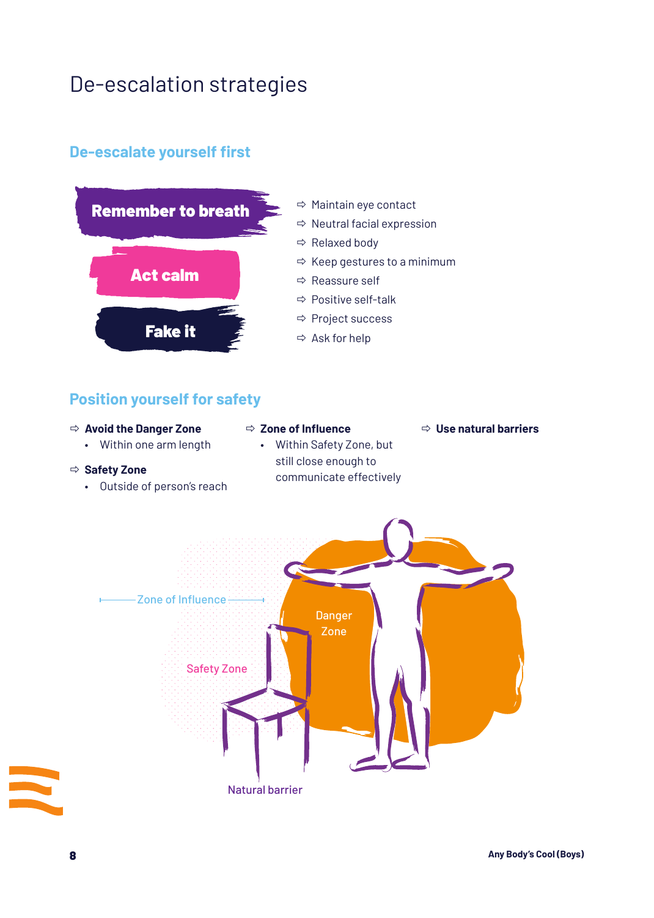# De-escalation strategies

## De-escalate yourself first

**Remember to breath**

**Act calm**

**Fake it**

- ⇨ Maintain eye contact
- ⇨ Neutral facial expression
- ⇨ Relaxed body
- ⇨ Keep gestures to a minimum
- ⇨ Reassure self
- ⇨ Positive self-talk
- ⇨ Project success
- ⇨ Ask for help

## Position yourself for safety

⇨ **Avoid the Danger Zone**
- Within one arm length

⇨ **Safety Zone**
- Outside of person's reach

⇨ **Zone of Influence**
- Within Safety Zone, but still close enough to communicate effectively

⇨ **Use natural barriers**

Zone of Influence

Danger Zone

Safety Zone

Natural barrier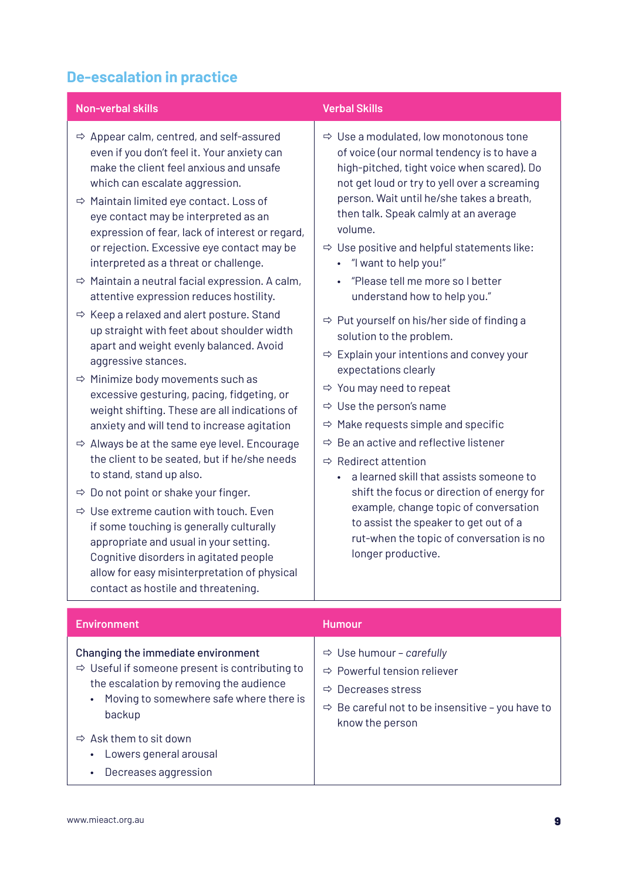## De-escalation in practice

### Non-verbal skills

- Appear calm, centred, and self-assured even if you don't feel it. Your anxiety can make the client feel anxious and unsafe which can escalate aggression.
- Maintain limited eye contact. Loss of eye contact may be interpreted as an expression of fear, lack of interest or regard, or rejection. Excessive eye contact may be interpreted as a threat or challenge.
- Maintain a neutral facial expression. A calm, attentive expression reduces hostility.
- Keep a relaxed and alert posture. Stand up straight with feet about shoulder width apart and weight evenly balanced. Avoid aggressive stances.
- Minimize body movements such as excessive gesturing, pacing, fidgeting, or weight shifting. These are all indications of anxiety and will tend to increase agitation
- Always be at the same eye level. Encourage the client to be seated, but if he/she needs to stand, stand up also.
- Do not point or shake your finger.
- Use extreme caution with touch. Even if some touching is generally culturally appropriate and usual in your setting. Cognitive disorders in agitated people allow for easy misinterpretation of physical contact as hostile and threatening.

### Verbal Skills

- Use a modulated, low monotonous tone of voice (our normal tendency is to have a high-pitched, tight voice when scared). Do not get loud or try to yell over a screaming person. Wait until he/she takes a breath, then talk. Speak calmly at an average volume.
- Use positive and helpful statements like:
  - "I want to help you!"
  - "Please tell me more so I better understand how to help you."
- Put yourself on his/her side of finding a solution to the problem.
- Explain your intentions and convey your expectations clearly
- You may need to repeat
- Use the person's name
- Make requests simple and specific
- Be an active and reflective listener
- Redirect attention
  - a learned skill that assists someone to shift the focus or direction of energy for example, change topic of conversation to assist the speaker to get out of a rut-when the topic of conversation is no longer productive.

### Environment

**Changing the immediate environment**

- Useful if someone present is contributing to the escalation by removing the audience
  - Moving to somewhere safe where there is backup
- Ask them to sit down
  - Lowers general arousal
  - Decreases aggression

### Humour

- Use humour – *carefully*
- Powerful tension reliever
- Decreases stress
- Be careful not to be insensitive – you have to know the person